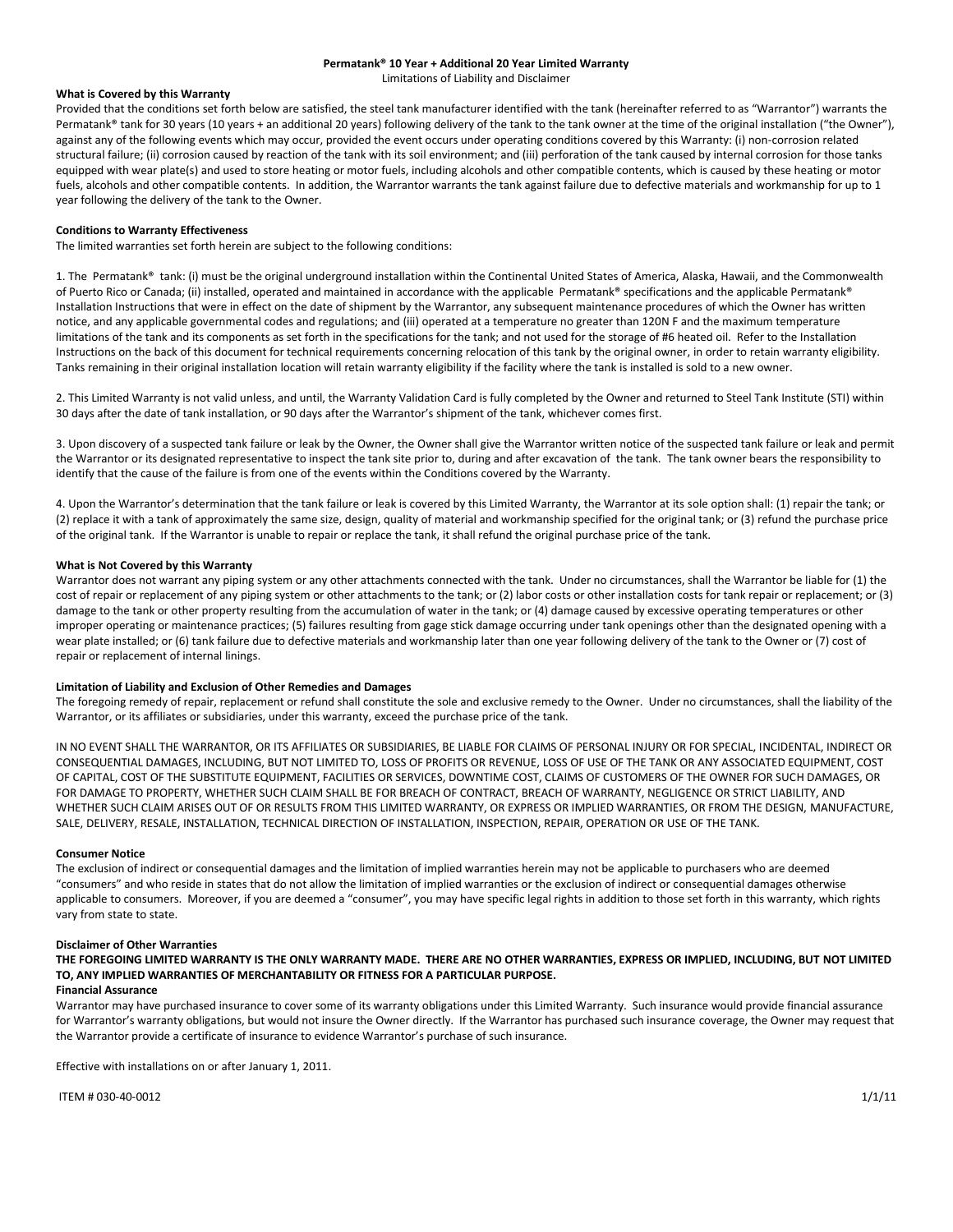# Permatank® 10 Year + Additional 20 Year Limited Warranty

Limitations of Liability and Disclaimer

**What is Covered by this Warranty**

Provided that the conditions set forth below are satisfied, the steel tank manufacturer identified with the tank (hereinafter referred to as "Warrantor") warrants the Permatank® tank for 30 years (10 years + an additional 20 years) following delivery of the tank to the tank owner at the time of the original installation ("the Owner"), against any of the following events which may occur, provided the event occurs under operating conditions covered by this Warranty: (i) non-corrosion related structural failure; (ii) corrosion caused by reaction of the tank with its soil environment; and (iii) perforation of the tank caused by internal corrosion for those tanks equipped with wear plate(s) and used to store heating or motor fuels, including alcohols and other compatible contents, which is caused by these heating or motor fuels, alcohols and other compatible contents. In addition, the Warrantor warrants the tank against failure due to defective materials and workmanship for up to 1 year following the delivery of the tank to the Owner.

**Conditions to Warranty Effectiveness**

The limited warranties set forth herein are subject to the following conditions:

1. The Permatank® tank: (i) must be the original underground installation within the Continental United States of America, Alaska, Hawaii, and the Commonwealth of Puerto Rico or Canada; (ii) installed, operated and maintained in accordance with the applicable Permatank® specifications and the applicable Permatank® Installation Instructions that were in effect on the date of shipment by the Warrantor, any subsequent maintenance procedures of which the Owner has written notice, and any applicable governmental codes and regulations; and (iii) operated at a temperature no greater than 120N F and the maximum temperature limitations of the tank and its components as set forth in the specifications for the tank; and not used for the storage of #6 heated oil. Refer to the Installation Instructions on the back of this document for technical requirements concerning relocation of this tank by the original owner, in order to retain warranty eligibility. Tanks remaining in their original installation location will retain warranty eligibility if the facility where the tank is installed is sold to a new owner.

2. This Limited Warranty is not valid unless, and until, the Warranty Validation Card is fully completed by the Owner and returned to Steel Tank Institute (STI) within 30 days after the date of tank installation, or 90 days after the Warrantor's shipment of the tank, whichever comes first.

3. Upon discovery of a suspected tank failure or leak by the Owner, the Owner shall give the Warrantor written notice of the suspected tank failure or leak and permit the Warrantor or its designated representative to inspect the tank site prior to, during and after excavation of the tank. The tank owner bears the responsibility to identify that the cause of the failure is from one of the events within the Conditions covered by the Warranty.

4. Upon the Warrantor's determination that the tank failure or leak is covered by this Limited Warranty, the Warrantor at its sole option shall: (1) repair the tank; or (2) replace it with a tank of approximately the same size, design, quality of material and workmanship specified for the original tank; or (3) refund the purchase price of the original tank. If the Warrantor is unable to repair or replace the tank, it shall refund the original purchase price of the tank.

**What is Not Covered by this Warranty**

Warrantor does not warrant any piping system or any other attachments connected with the tank. Under no circumstances, shall the Warrantor be liable for (1) the cost of repair or replacement of any piping system or other attachments to the tank; or (2) labor costs or other installation costs for tank repair or replacement; or (3) damage to the tank or other property resulting from the accumulation of water in the tank; or (4) damage caused by excessive operating temperatures or other improper operating or maintenance practices; (5) failures resulting from gage stick damage occurring under tank openings other than the designated opening with a wear plate installed; or (6) tank failure due to defective materials and workmanship later than one year following delivery of the tank to the Owner or (7) cost of repair or replacement of internal linings.

**Limitation of Liability and Exclusion of Other Remedies and Damages**

The foregoing remedy of repair, replacement or refund shall constitute the sole and exclusive remedy to the Owner. Under no circumstances, shall the liability of the Warrantor, or its affiliates or subsidiaries, under this warranty, exceed the purchase price of the tank.

IN NO EVENT SHALL THE WARRANTOR, OR ITS AFFILIATES OR SUBSIDIARIES, BE LIABLE FOR CLAIMS OF PERSONAL INJURY OR FOR SPECIAL, INCIDENTAL, INDIRECT OR CONSEQUENTIAL DAMAGES, INCLUDING, BUT NOT LIMITED TO, LOSS OF PROFITS OR REVENUE, LOSS OF USE OF THE TANK OR ANY ASSOCIATED EQUIPMENT, COST OF CAPITAL, COST OF THE SUBSTITUTE EQUIPMENT, FACILITIES OR SERVICES, DOWNTIME COST, CLAIMS OF CUSTOMERS OF THE OWNER FOR SUCH DAMAGES, OR FOR DAMAGE TO PROPERTY, WHETHER SUCH CLAIM SHALL BE FOR BREACH OF CONTRACT, BREACH OF WARRANTY, NEGLIGENCE OR STRICT LIABILITY, AND WHETHER SUCH CLAIM ARISES OUT OF OR RESULTS FROM THIS LIMITED WARRANTY, OR EXPRESS OR IMPLIED WARRANTIES, OR FROM THE DESIGN, MANUFACTURE, SALE, DELIVERY, RESALE, INSTALLATION, TECHNICAL DIRECTION OF INSTALLATION, INSPECTION, REPAIR, OPERATION OR USE OF THE TANK.

**Consumer Notice**

The exclusion of indirect or consequential damages and the limitation of implied warranties herein may not be applicable to purchasers who are deemed "consumers" and who reside in states that do not allow the limitation of implied warranties or the exclusion of indirect or consequential damages otherwise applicable to consumers. Moreover, if you are deemed a "consumer", you may have specific legal rights in addition to those set forth in this warranty, which rights vary from state to state.

**Disclaimer of Other Warranties**

**THE FOREGOING LIMITED WARRANTY IS THE ONLY WARRANTY MADE. THERE ARE NO OTHER WARRANTIES, EXPRESS OR IMPLIED, INCLUDING, BUT NOT LIMITED TO, ANY IMPLIED WARRANTIES OF MERCHANTABILITY OR FITNESS FOR A PARTICULAR PURPOSE.**

**Financial Assurance**

Warrantor may have purchased insurance to cover some of its warranty obligations under this Limited Warranty. Such insurance would provide financial assurance for Warrantor's warranty obligations, but would not insure the Owner directly. If the Warrantor has purchased such insurance coverage, the Owner may request that the Warrantor provide a certificate of insurance to evidence Warrantor's purchase of such insurance.

Effective with installations on or after January 1, 2011.

ITEM # 030-40-0012 1/1/11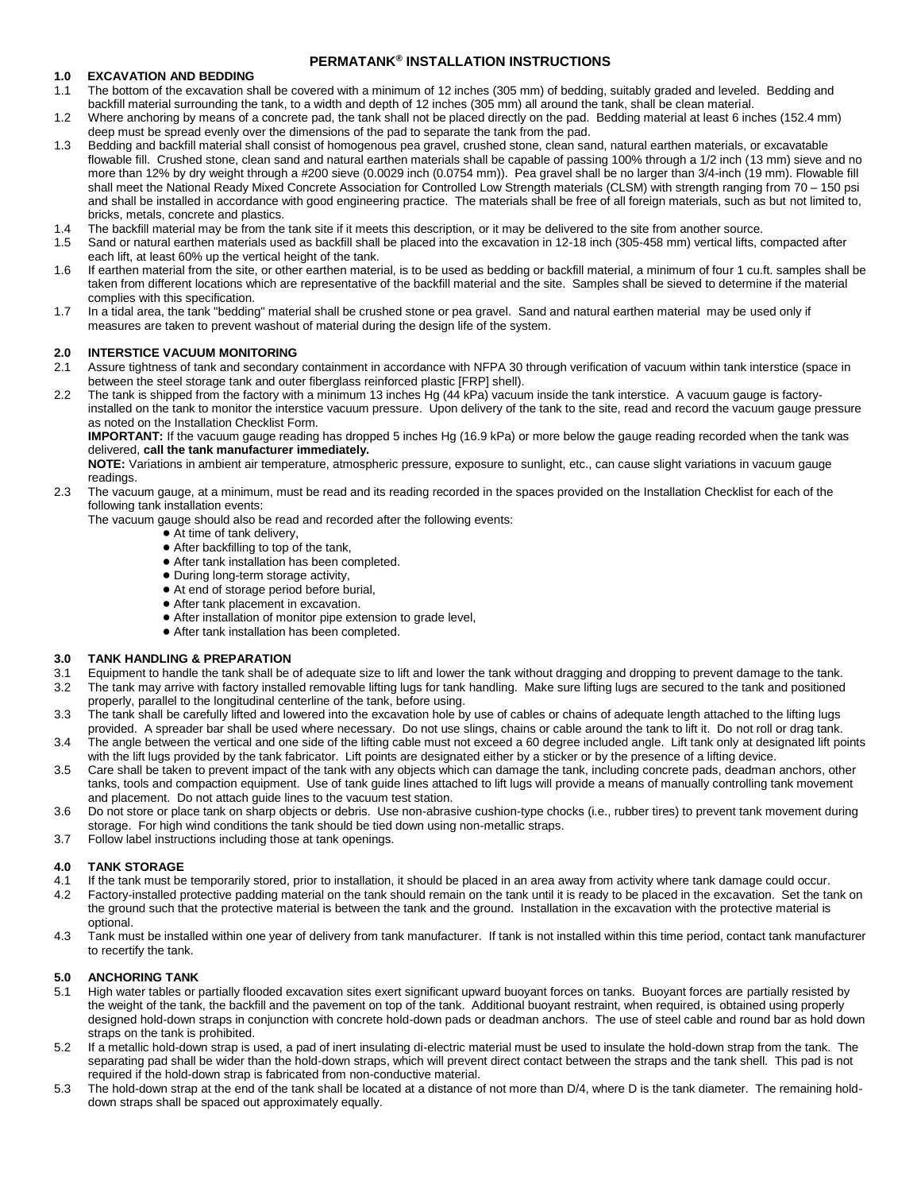# PERMATANK® INSTALLATION INSTRUCTIONS

## 1.0 EXCAVATION AND BEDDING

1.1 The bottom of the excavation shall be covered with a minimum of 12 inches (305 mm) of bedding, suitably graded and leveled. Bedding and backfill material surrounding the tank, to a width and depth of 12 inches (305 mm) all around the tank, shall be clean material.

1.2 Where anchoring by means of a concrete pad, the tank shall not be placed directly on the pad. Bedding material at least 6 inches (152.4 mm) deep must be spread evenly over the dimensions of the pad to separate the tank from the pad.

1.3 Bedding and backfill material shall consist of homogenous pea gravel, crushed stone, clean sand, natural earthen materials, or excavatable flowable fill. Crushed stone, clean sand and natural earthen materials shall be capable of passing 100% through a 1/2 inch (13 mm) sieve and no more than 12% by dry weight through a #200 sieve (0.0029 inch (0.0754 mm)). Pea gravel shall be no larger than 3/4-inch (19 mm). Flowable fill shall meet the National Ready Mixed Concrete Association for Controlled Low Strength materials (CLSM) with strength ranging from 70 – 150 psi and shall be installed in accordance with good engineering practice. The materials shall be free of all foreign materials, such as but not limited to, bricks, metals, concrete and plastics.

1.4 The backfill material may be from the tank site if it meets this description, or it may be delivered to the site from another source.

1.5 Sand or natural earthen materials used as backfill shall be placed into the excavation in 12-18 inch (305-458 mm) vertical lifts, compacted after each lift, at least 60% up the vertical height of the tank.

1.6 If earthen material from the site, or other earthen material, is to be used as bedding or backfill material, a minimum of four 1 cu.ft. samples shall be taken from different locations which are representative of the backfill material and the site. Samples shall be sieved to determine if the material complies with this specification.

1.7 In a tidal area, the tank "bedding" material shall be crushed stone or pea gravel. Sand and natural earthen material may be used only if measures are taken to prevent washout of material during the design life of the system.

## 2.0 INTERSTICE VACUUM MONITORING

2.1 Assure tightness of tank and secondary containment in accordance with NFPA 30 through verification of vacuum within tank interstice (space in between the steel storage tank and outer fiberglass reinforced plastic [FRP] shell).

2.2 The tank is shipped from the factory with a minimum 13 inches Hg (44 kPa) vacuum inside the tank interstice. A vacuum gauge is factory-installed on the tank to monitor the interstice vacuum pressure. Upon delivery of the tank to the site, read and record the vacuum gauge pressure as noted on the Installation Checklist Form.

**IMPORTANT:** If the vacuum gauge reading has dropped 5 inches Hg (16.9 kPa) or more below the gauge reading recorded when the tank was delivered, **call the tank manufacturer immediately.**

**NOTE:** Variations in ambient air temperature, atmospheric pressure, exposure to sunlight, etc., can cause slight variations in vacuum gauge readings.

2.3 The vacuum gauge, at a minimum, must be read and its reading recorded in the spaces provided on the Installation Checklist for each of the following tank installation events:

The vacuum gauge should also be read and recorded after the following events:

- At time of tank delivery,
- After backfilling to top of the tank,
- After tank installation has been completed.
- During long-term storage activity,
- At end of storage period before burial,
- After tank placement in excavation.
- After installation of monitor pipe extension to grade level,
- After tank installation has been completed.

## 3.0 TANK HANDLING & PREPARATION

3.1 Equipment to handle the tank shall be of adequate size to lift and lower the tank without dragging and dropping to prevent damage to the tank.

3.2 The tank may arrive with factory installed removable lifting lugs for tank handling. Make sure lifting lugs are secured to the tank and positioned properly, parallel to the longitudinal centerline of the tank, before using.

3.3 The tank shall be carefully lifted and lowered into the excavation hole by use of cables or chains of adequate length attached to the lifting lugs provided. A spreader bar shall be used where necessary. Do not use slings, chains or cable around the tank to lift it. Do not roll or drag tank.

3.4 The angle between the vertical and one side of the lifting cable must not exceed a 60 degree included angle. Lift tank only at designated lift points with the lift lugs provided by the tank fabricator. Lift points are designated either by a sticker or by the presence of a lifting device.

3.5 Care shall be taken to prevent impact of the tank with any objects which can damage the tank, including concrete pads, deadman anchors, other tanks, tools and compaction equipment. Use of tank guide lines attached to lift lugs will provide a means of manually controlling tank movement and placement. Do not attach guide lines to the vacuum test station.

3.6 Do not store or place tank on sharp objects or debris. Use non-abrasive cushion-type chocks (i.e., rubber tires) to prevent tank movement during storage. For high wind conditions the tank should be tied down using non-metallic straps.

3.7 Follow label instructions including those at tank openings.

## 4.0 TANK STORAGE

4.1 If the tank must be temporarily stored, prior to installation, it should be placed in an area away from activity where tank damage could occur.

4.2 Factory-installed protective padding material on the tank should remain on the tank until it is ready to be placed in the excavation. Set the tank on the ground such that the protective material is between the tank and the ground. Installation in the excavation with the protective material is optional.

4.3 Tank must be installed within one year of delivery from tank manufacturer. If tank is not installed within this time period, contact tank manufacturer to recertify the tank.

## 5.0 ANCHORING TANK

5.1 High water tables or partially flooded excavation sites exert significant upward buoyant forces on tanks. Buoyant forces are partially resisted by the weight of the tank, the backfill and the pavement on top of the tank. Additional buoyant restraint, when required, is obtained using properly designed hold-down straps in conjunction with concrete hold-down pads or deadman anchors. The use of steel cable and round bar as hold down straps on the tank is prohibited.

5.2 If a metallic hold-down strap is used, a pad of inert insulating di-electric material must be used to insulate the hold-down strap from the tank. The separating pad shall be wider than the hold-down straps, which will prevent direct contact between the straps and the tank shell. This pad is not required if the hold-down strap is fabricated from non-conductive material.

5.3 The hold-down strap at the end of the tank shall be located at a distance of not more than D/4, where D is the tank diameter. The remaining hold-down straps shall be spaced out approximately equally.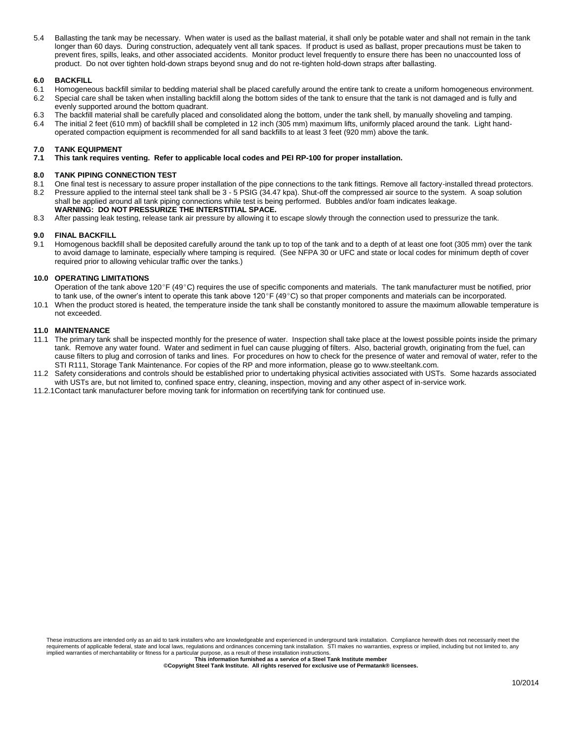5.4 Ballasting the tank may be necessary. When water is used as the ballast material, it shall only be potable water and shall not remain in the tank longer than 60 days. During construction, adequately vent all tank spaces. If product is used as ballast, proper precautions must be taken to prevent fires, spills, leaks, and other associated accidents. Monitor product level frequently to ensure there has been no unaccounted loss of product. Do not over tighten hold-down straps beyond snug and do not re-tighten hold-down straps after ballasting.

## 6.0 BACKFILL

6.1 Homogeneous backfill similar to bedding material shall be placed carefully around the entire tank to create a uniform homogeneous environment.

6.2 Special care shall be taken when installing backfill along the bottom sides of the tank to ensure that the tank is not damaged and is fully and evenly supported around the bottom quadrant.

6.3 The backfill material shall be carefully placed and consolidated along the bottom, under the tank shell, by manually shoveling and tamping.

6.4 The initial 2 feet (610 mm) of backfill shall be completed in 12 inch (305 mm) maximum lifts, uniformly placed around the tank. Light hand-operated compaction equipment is recommended for all sand backfills to at least 3 feet (920 mm) above the tank.

## 7.0 TANK EQUIPMENT

**7.1 This tank requires venting. Refer to applicable local codes and PEI RP-100 for proper installation.**

## 8.0 TANK PIPING CONNECTION TEST

8.1 One final test is necessary to assure proper installation of the pipe connections to the tank fittings. Remove all factory-installed thread protectors.

8.2 Pressure applied to the internal steel tank shall be 3 - 5 PSIG (34.47 kpa). Shut-off the compressed air source to the system. A soap solution shall be applied around all tank piping connections while test is being performed. Bubbles and/or foam indicates leakage.
**WARNING: DO NOT PRESSURIZE THE INTERSTITIAL SPACE.**

8.3 After passing leak testing, release tank air pressure by allowing it to escape slowly through the connection used to pressurize the tank.

## 9.0 FINAL BACKFILL

9.1 Homogenous backfill shall be deposited carefully around the tank up to top of the tank and to a depth of at least one foot (305 mm) over the tank to avoid damage to laminate, especially where tamping is required. (See NFPA 30 or UFC and state or local codes for minimum depth of cover required prior to allowing vehicular traffic over the tanks.)

## 10.0 OPERATING LIMITATIONS

Operation of the tank above 120°F (49°C) requires the use of specific components and materials. The tank manufacturer must be notified, prior to tank use, of the owner's intent to operate this tank above 120°F (49°C) so that proper components and materials can be incorporated.

10.1 When the product stored is heated, the temperature inside the tank shall be constantly monitored to assure the maximum allowable temperature is not exceeded.

## 11.0 MAINTENANCE

11.1 The primary tank shall be inspected monthly for the presence of water. Inspection shall take place at the lowest possible points inside the primary tank. Remove any water found. Water and sediment in fuel can cause plugging of filters. Also, bacterial growth, originating from the fuel, can cause filters to plug and corrosion of tanks and lines. For procedures on how to check for the presence of water and removal of water, refer to the STI R111, Storage Tank Maintenance. For copies of the RP and more information, please go to www.steeltank.com.

11.2 Safety considerations and controls should be established prior to undertaking physical activities associated with USTs. Some hazards associated with USTs are, but not limited to, confined space entry, cleaning, inspection, moving and any other aspect of in-service work.

11.2.1 Contact tank manufacturer before moving tank for information on recertifying tank for continued use.

These instructions are intended only as an aid to tank installers who are knowledgeable and experienced in underground tank installation. Compliance herewith does not necessarily meet the requirements of applicable federal, state and local laws, regulations and ordinances concerning tank installation. STI makes no warranties, express or implied, including but not limited to, any implied warranties of merchantability or fitness for a particular purpose, as a result of these installation instructions.

**This information furnished as a service of a Steel Tank Institute member**

**©Copyright Steel Tank Institute. All rights reserved for exclusive use of Permatank® licensees.**

10/2014